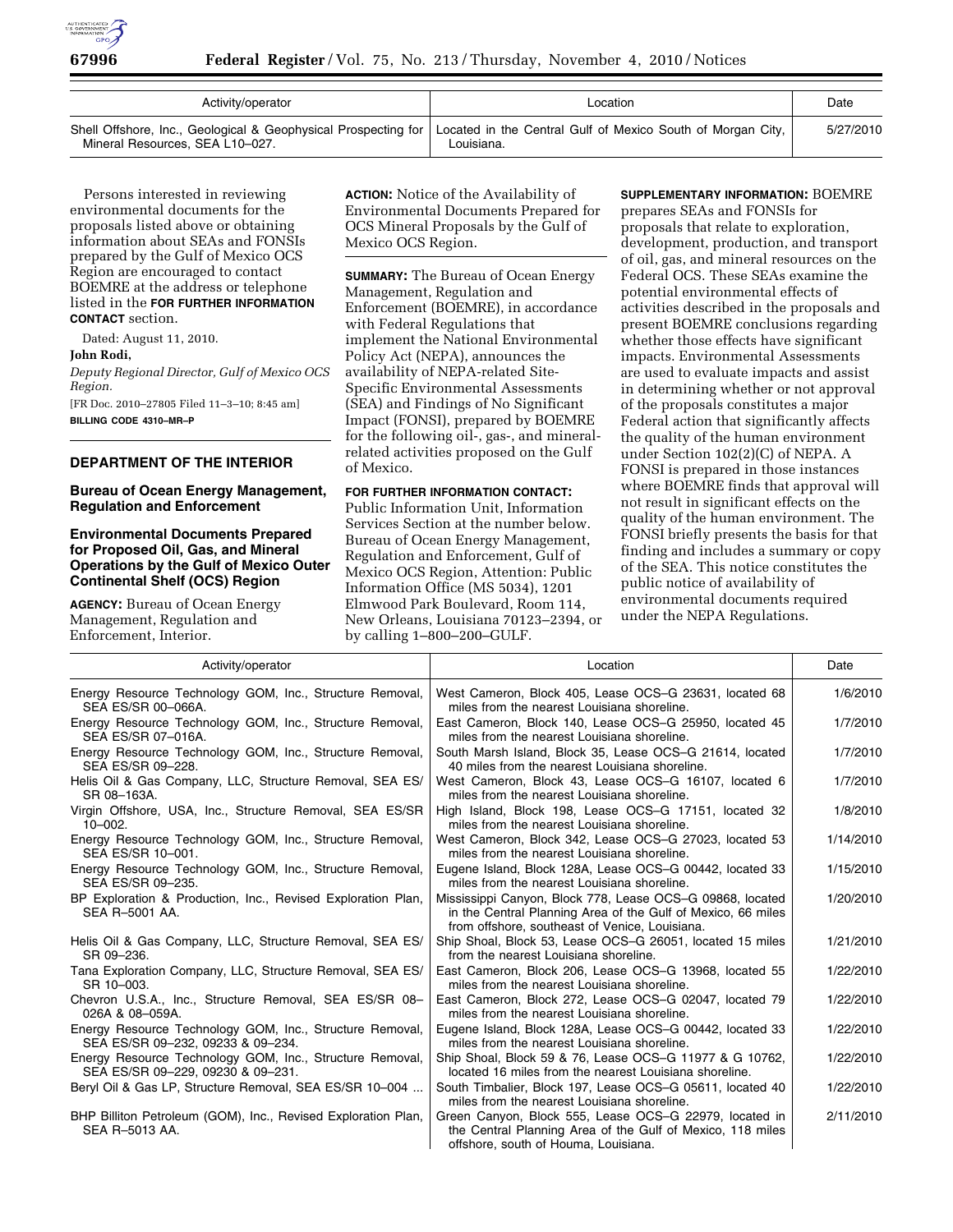| Activity/operator | Location | Date |
| --- | --- | --- |
| Shell Offshore, Inc., Geological & Geophysical Prospecting for Mineral Resources, SEA L10–027. | Located in the Central Gulf of Mexico South of Morgan City, Louisiana. | 5/27/2010 |

Persons interested in reviewing environmental documents for the proposals listed above or obtaining information about SEAs and FONSIs prepared by the Gulf of Mexico OCS Region are encouraged to contact BOEMRE at the address or telephone listed in the **FOR FURTHER INFORMATION CONTACT** section.

Dated: August 11, 2010.

**John Rodi,**

*Deputy Regional Director, Gulf of Mexico OCS Region.*

[FR Doc. 2010–27805 Filed 11–3–10; 8:45 am]

**BILLING CODE 4310–MR–P**

## DEPARTMENT OF THE INTERIOR

### Bureau of Ocean Energy Management, Regulation and Enforcement

### Environmental Documents Prepared for Proposed Oil, Gas, and Mineral Operations by the Gulf of Mexico Outer Continental Shelf (OCS) Region

**AGENCY:** Bureau of Ocean Energy Management, Regulation and Enforcement, Interior.

**ACTION:** Notice of the Availability of Environmental Documents Prepared for OCS Mineral Proposals by the Gulf of Mexico OCS Region.

**SUMMARY:** The Bureau of Ocean Energy Management, Regulation and Enforcement (BOEMRE), in accordance with Federal Regulations that implement the National Environmental Policy Act (NEPA), announces the availability of NEPA-related Site-Specific Environmental Assessments (SEA) and Findings of No Significant Impact (FONSI), prepared by BOEMRE for the following oil-, gas-, and mineral-related activities proposed on the Gulf of Mexico.

**FOR FURTHER INFORMATION CONTACT:** Public Information Unit, Information Services Section at the number below. Bureau of Ocean Energy Management, Regulation and Enforcement, Gulf of Mexico OCS Region, Attention: Public Information Office (MS 5034), 1201 Elmwood Park Boulevard, Room 114, New Orleans, Louisiana 70123–2394, or by calling 1–800–200–GULF.

**SUPPLEMENTARY INFORMATION:** BOEMRE prepares SEAs and FONSIs for proposals that relate to exploration, development, production, and transport of oil, gas, and mineral resources on the Federal OCS. These SEAs examine the potential environmental effects of activities described in the proposals and present BOEMRE conclusions regarding whether those effects have significant impacts. Environmental Assessments are used to evaluate impacts and assist in determining whether or not approval of the proposals constitutes a major Federal action that significantly affects the quality of the human environment under Section 102(2)(C) of NEPA. A FONSI is prepared in those instances where BOEMRE finds that approval will not result in significant effects on the quality of the human environment. The FONSI briefly presents the basis for that finding and includes a summary or copy of the SEA. This notice constitutes the public notice of availability of environmental documents required under the NEPA Regulations.

| Activity/operator | Location | Date |
| --- | --- | --- |
| Energy Resource Technology GOM, Inc., Structure Removal, SEA ES/SR 00–066A. | West Cameron, Block 405, Lease OCS–G 23631, located 68 miles from the nearest Louisiana shoreline. | 1/6/2010 |
| Energy Resource Technology GOM, Inc., Structure Removal, SEA ES/SR 07–016A. | East Cameron, Block 140, Lease OCS–G 25950, located 45 miles from the nearest Louisiana shoreline. | 1/7/2010 |
| Energy Resource Technology GOM, Inc., Structure Removal, SEA ES/SR 09–228. | South Marsh Island, Block 35, Lease OCS–G 21614, located 40 miles from the nearest Louisiana shoreline. | 1/7/2010 |
| Helis Oil & Gas Company, LLC, Structure Removal, SEA ES/SR 08–163A. | West Cameron, Block 43, Lease OCS–G 16107, located 6 miles from the nearest Louisiana shoreline. | 1/7/2010 |
| Virgin Offshore, USA, Inc., Structure Removal, SEA ES/SR 10–002. | High Island, Block 198, Lease OCS–G 17151, located 32 miles from the nearest Louisiana shoreline. | 1/8/2010 |
| Energy Resource Technology GOM, Inc., Structure Removal, SEA ES/SR 10–001. | West Cameron, Block 342, Lease OCS–G 27023, located 53 miles from the nearest Louisiana shoreline. | 1/14/2010 |
| Energy Resource Technology GOM, Inc., Structure Removal, SEA ES/SR 09–235. | Eugene Island, Block 128A, Lease OCS–G 00442, located 33 miles from the nearest Louisiana shoreline. | 1/15/2010 |
| BP Exploration & Production, Inc., Revised Exploration Plan, SEA R–5001 AA. | Mississippi Canyon, Block 778, Lease OCS–G 09868, located in the Central Planning Area of the Gulf of Mexico, 66 miles from offshore, southeast of Venice, Louisiana. | 1/20/2010 |
| Helis Oil & Gas Company, LLC, Structure Removal, SEA ES/SR 09–236. | Ship Shoal, Block 53, Lease OCS–G 26051, located 15 miles from the nearest Louisiana shoreline. | 1/21/2010 |
| Tana Exploration Company, LLC, Structure Removal, SEA ES/SR 10–003. | East Cameron, Block 206, Lease OCS–G 13968, located 55 miles from the nearest Louisiana shoreline. | 1/22/2010 |
| Chevron U.S.A., Inc., Structure Removal, SEA ES/SR 08–026A & 08–059A. | East Cameron, Block 272, Lease OCS–G 02047, located 79 miles from the nearest Louisiana shoreline. | 1/22/2010 |
| Energy Resource Technology GOM, Inc., Structure Removal, SEA ES/SR 09–232, 09233 & 09–234. | Eugene Island, Block 128A, Lease OCS–G 00442, located 33 miles from the nearest Louisiana shoreline. | 1/22/2010 |
| Energy Resource Technology GOM, Inc., Structure Removal, SEA ES/SR 09–229, 09230 & 09–231. | Ship Shoal, Block 59 & 76, Lease OCS–G 11977 & G 10762, located 16 miles from the nearest Louisiana shoreline. | 1/22/2010 |
| Beryl Oil & Gas LP, Structure Removal, SEA ES/SR 10–004 ... | South Timbalier, Block 197, Lease OCS–G 05611, located 40 miles from the nearest Louisiana shoreline. | 1/22/2010 |
| BHP Billiton Petroleum (GOM), Inc., Revised Exploration Plan, SEA R–5013 AA. | Green Canyon, Block 555, Lease OCS–G 22979, located in the Central Planning Area of the Gulf of Mexico, 118 miles offshore, south of Houma, Louisiana. | 2/11/2010 |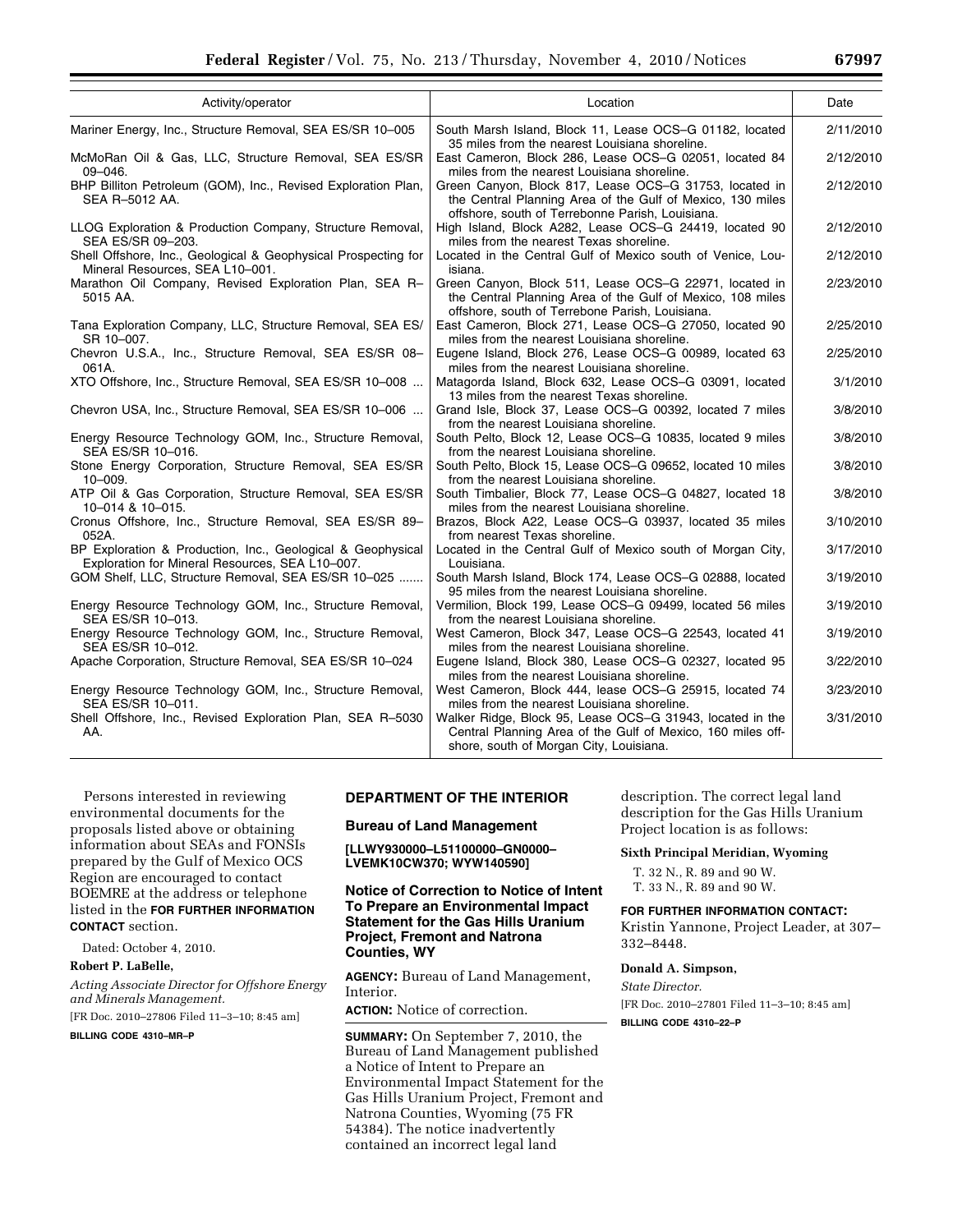| Activity/operator | Location | Date |
|---|---|---|
| Mariner Energy, Inc., Structure Removal, SEA ES/SR 10–005 | South Marsh Island, Block 11, Lease OCS–G 01182, located 35 miles from the nearest Louisiana shoreline. | 2/11/2010 |
| McMoRan Oil & Gas, LLC, Structure Removal, SEA ES/SR 09–046. | East Cameron, Block 286, Lease OCS–G 02051, located 84 miles from the nearest Louisiana shoreline. | 2/12/2010 |
| BHP Billiton Petroleum (GOM), Inc., Revised Exploration Plan, SEA R–5012 AA. | Green Canyon, Block 817, Lease OCS–G 31753, located in the Central Planning Area of the Gulf of Mexico, 130 miles offshore, south of Terrebonne Parish, Louisiana. | 2/12/2010 |
| LLOG Exploration & Production Company, Structure Removal, SEA ES/SR 09–203. | High Island, Block A282, Lease OCS–G 24419, located 90 miles from the nearest Texas shoreline. | 2/12/2010 |
| Shell Offshore, Inc., Geological & Geophysical Prospecting for Mineral Resources, SEA L10–001. | Located in the Central Gulf of Mexico south of Venice, Louisiana. | 2/12/2010 |
| Marathon Oil Company, Revised Exploration Plan, SEA R–5015 AA. | Green Canyon, Block 511, Lease OCS–G 22971, located in the Central Planning Area of the Gulf of Mexico, 108 miles offshore, south of Terrebone Parish, Louisiana. | 2/23/2010 |
| Tana Exploration Company, LLC, Structure Removal, SEA ES/SR 10–007. | East Cameron, Block 271, Lease OCS–G 27050, located 90 miles from the nearest Louisiana shoreline. | 2/25/2010 |
| Chevron U.S.A., Inc., Structure Removal, SEA ES/SR 08–061A. | Eugene Island, Block 276, Lease OCS–G 00989, located 63 miles from the nearest Louisiana shoreline. | 2/25/2010 |
| XTO Offshore, Inc., Structure Removal, SEA ES/SR 10–008 ... | Matagorda Island, Block 632, Lease OCS–G 03091, located 13 miles from the nearest Texas shoreline. | 3/1/2010 |
| Chevron USA, Inc., Structure Removal, SEA ES/SR 10–006 ... | Grand Isle, Block 37, Lease OCS–G 00392, located 7 miles from the nearest Louisiana shoreline. | 3/8/2010 |
| Energy Resource Technology GOM, Inc., Structure Removal, SEA ES/SR 10–016. | South Pelto, Block 12, Lease OCS–G 10835, located 9 miles from the nearest Louisiana shoreline. | 3/8/2010 |
| Stone Energy Corporation, Structure Removal, SEA ES/SR 10–009. | South Pelto, Block 15, Lease OCS–G 09652, located 10 miles from the nearest Louisiana shoreline. | 3/8/2010 |
| ATP Oil & Gas Corporation, Structure Removal, SEA ES/SR 10–014 & 10–015. | South Timbalier, Block 77, Lease OCS–G 04827, located 18 miles from the nearest Louisiana shoreline. | 3/8/2010 |
| Cronus Offshore, Inc., Structure Removal, SEA ES/SR 89–052A. | Brazos, Block A22, Lease OCS–G 03937, located 35 miles from nearest Texas shoreline. | 3/10/2010 |
| BP Exploration & Production, Inc., Geological & Geophysical Exploration for Mineral Resources, SEA L10–007. | Located in the Central Gulf of Mexico south of Morgan City, Louisiana. | 3/17/2010 |
| GOM Shelf, LLC, Structure Removal, SEA ES/SR 10–025 ....... | South Marsh Island, Block 174, Lease OCS–G 02888, located 95 miles from the nearest Louisiana shoreline. | 3/19/2010 |
| Energy Resource Technology GOM, Inc., Structure Removal, SEA ES/SR 10–013. | Vermilion, Block 199, Lease OCS–G 09499, located 56 miles from the nearest Louisiana shoreline. | 3/19/2010 |
| Energy Resource Technology GOM, Inc., Structure Removal, SEA ES/SR 10–012. | West Cameron, Block 347, Lease OCS–G 22543, located 41 miles from the nearest Louisiana shoreline. | 3/19/2010 |
| Apache Corporation, Structure Removal, SEA ES/SR 10–024 | Eugene Island, Block 380, Lease OCS–G 02327, located 95 miles from the nearest Louisiana shoreline. | 3/22/2010 |
| Energy Resource Technology GOM, Inc., Structure Removal, SEA ES/SR 10–011. | West Cameron, Block 444, lease OCS–G 25915, located 74 miles from the nearest Louisiana shoreline. | 3/23/2010 |
| Shell Offshore, Inc., Revised Exploration Plan, SEA R–5030 AA. | Walker Ridge, Block 95, Lease OCS–G 31943, located in the Central Planning Area of the Gulf of Mexico, 160 miles offshore, south of Morgan City, Louisiana. | 3/31/2010 |

Persons interested in reviewing environmental documents for the proposals listed above or obtaining information about SEAs and FONSIs prepared by the Gulf of Mexico OCS Region are encouraged to contact BOEMRE at the address or telephone listed in the **FOR FURTHER INFORMATION CONTACT** section.

Dated: October 4, 2010.

**Robert P. LaBelle,**

*Acting Associate Director for Offshore Energy and Minerals Management.*

[FR Doc. 2010–27806 Filed 11–3–10; 8:45 am]

**BILLING CODE 4310–MR–P**

## DEPARTMENT OF THE INTERIOR

### Bureau of Land Management

**[LLWY930000–L51100000–GN0000–LVEMK10CW370; WYW140590]**

### Notice of Correction to Notice of Intent To Prepare an Environmental Impact Statement for the Gas Hills Uranium Project, Fremont and Natrona Counties, WY

**AGENCY:** Bureau of Land Management, Interior.

**ACTION:** Notice of correction.

**SUMMARY:** On September 7, 2010, the Bureau of Land Management published a Notice of Intent to Prepare an Environmental Impact Statement for the Gas Hills Uranium Project, Fremont and Natrona Counties, Wyoming (75 FR 54384). The notice inadvertently contained an incorrect legal land description. The correct legal land description for the Gas Hills Uranium Project location is as follows:

**Sixth Principal Meridian, Wyoming**

T. 32 N., R. 89 and 90 W.
T. 33 N., R. 89 and 90 W.

**FOR FURTHER INFORMATION CONTACT:** Kristin Yannone, Project Leader, at 307–332–8448.

**Donald A. Simpson,**

*State Director.*

[FR Doc. 2010–27801 Filed 11–3–10; 8:45 am]

**BILLING CODE 4310–22–P**